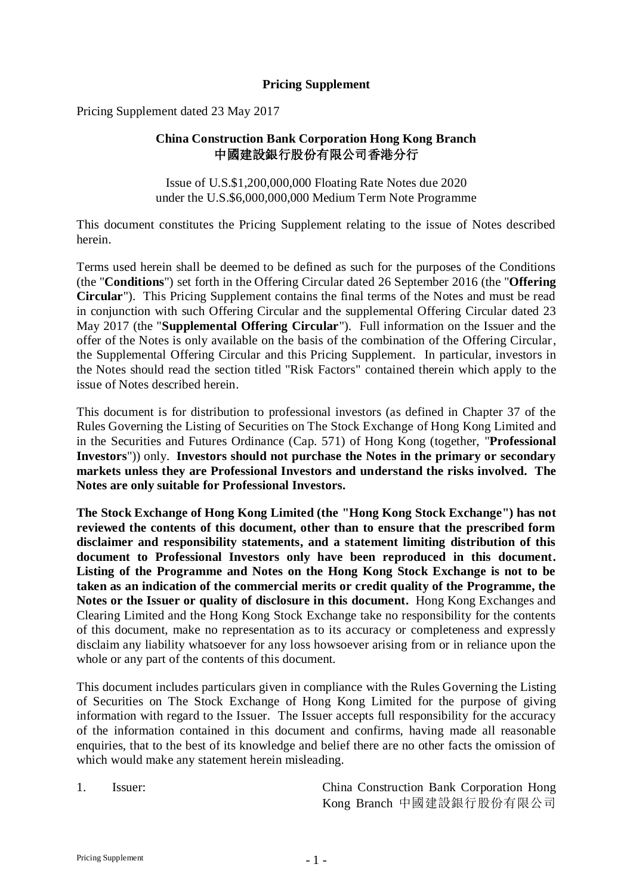**Pricing Supplement**

Pricing Supplement dated 23 May 2017

**China Construction Bank Corporation Hong Kong Branch**
**中國建設銀行股份有限公司香港分行**

Issue of U.S.$1,200,000,000 Floating Rate Notes due 2020
under the U.S.$6,000,000,000 Medium Term Note Programme

This document constitutes the Pricing Supplement relating to the issue of Notes described herein.

Terms used herein shall be deemed to be defined as such for the purposes of the Conditions (the "**Conditions**") set forth in the Offering Circular dated 26 September 2016 (the "**Offering Circular**"). This Pricing Supplement contains the final terms of the Notes and must be read in conjunction with such Offering Circular and the supplemental Offering Circular dated 23 May 2017 (the "**Supplemental Offering Circular**"). Full information on the Issuer and the offer of the Notes is only available on the basis of the combination of the Offering Circular, the Supplemental Offering Circular and this Pricing Supplement. In particular, investors in the Notes should read the section titled "Risk Factors" contained therein which apply to the issue of Notes described herein.

This document is for distribution to professional investors (as defined in Chapter 37 of the Rules Governing the Listing of Securities on The Stock Exchange of Hong Kong Limited and in the Securities and Futures Ordinance (Cap. 571) of Hong Kong (together, "**Professional Investors**")) only. **Investors should not purchase the Notes in the primary or secondary markets unless they are Professional Investors and understand the risks involved. The Notes are only suitable for Professional Investors.**

**The Stock Exchange of Hong Kong Limited (the "Hong Kong Stock Exchange") has not reviewed the contents of this document, other than to ensure that the prescribed form disclaimer and responsibility statements, and a statement limiting distribution of this document to Professional Investors only have been reproduced in this document. Listing of the Programme and Notes on the Hong Kong Stock Exchange is not to be taken as an indication of the commercial merits or credit quality of the Programme, the Notes or the Issuer or quality of disclosure in this document.** Hong Kong Exchanges and Clearing Limited and the Hong Kong Stock Exchange take no responsibility for the contents of this document, make no representation as to its accuracy or completeness and expressly disclaim any liability whatsoever for any loss howsoever arising from or in reliance upon the whole or any part of the contents of this document.

This document includes particulars given in compliance with the Rules Governing the Listing of Securities on The Stock Exchange of Hong Kong Limited for the purpose of giving information with regard to the Issuer. The Issuer accepts full responsibility for the accuracy of the information contained in this document and confirms, having made all reasonable enquiries, that to the best of its knowledge and belief there are no other facts the omission of which would make any statement herein misleading.

| | | |
|---|---|---|
| 1. | Issuer: | China Construction Bank Corporation Hong Kong Branch 中國建設銀行股份有限公司 |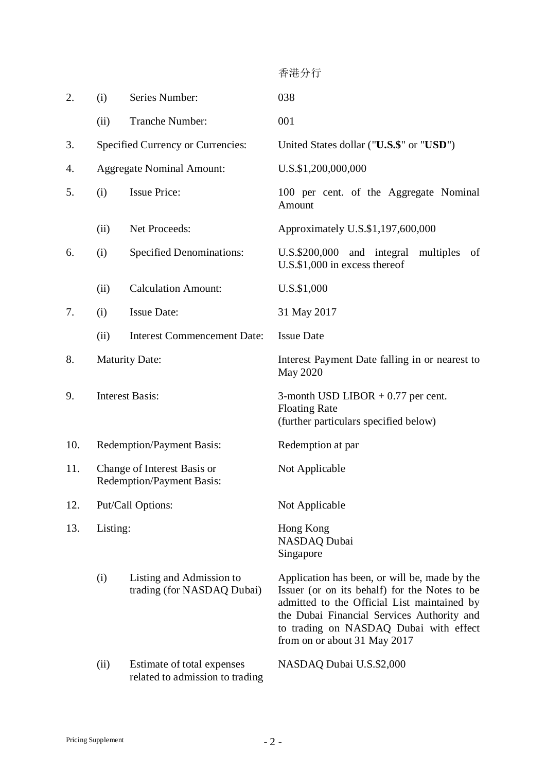|  |  |  | 香港分行 |
|---|---|---|---|
| 2. | (i) | Series Number: | 038 |
|  | (ii) | Tranche Number: | 001 |
| 3. | Specified Currency or Currencies: |  | United States dollar ("**U.S.$**" or "**USD**") |
| 4. | Aggregate Nominal Amount: |  | U.S.$1,200,000,000 |
| 5. | (i) | Issue Price: | 100 per cent. of the Aggregate Nominal Amount |
|  | (ii) | Net Proceeds: | Approximately U.S.$1,197,600,000 |
| 6. | (i) | Specified Denominations: | U.S.$200,000 and integral multiples of U.S.$1,000 in excess thereof |
|  | (ii) | Calculation Amount: | U.S.$1,000 |
| 7. | (i) | Issue Date: | 31 May 2017 |
|  | (ii) | Interest Commencement Date: | Issue Date |
| 8. | Maturity Date: |  | Interest Payment Date falling in or nearest to May 2020 |
| 9. | Interest Basis: |  | 3-month USD LIBOR + 0.77 per cent.<br>Floating Rate<br>(further particulars specified below) |
| 10. | Redemption/Payment Basis: |  | Redemption at par |
| 11. | Change of Interest Basis or Redemption/Payment Basis: |  | Not Applicable |
| 12. | Put/Call Options: |  | Not Applicable |
| 13. | Listing: |  | Hong Kong<br>NASDAQ Dubai<br>Singapore |
|  | (i) | Listing and Admission to trading (for NASDAQ Dubai) | Application has been, or will be, made by the Issuer (or on its behalf) for the Notes to be admitted to the Official List maintained by the Dubai Financial Services Authority and to trading on NASDAQ Dubai with effect from on or about 31 May 2017 |
|  | (ii) | Estimate of total expenses related to admission to trading | NASDAQ Dubai U.S.$2,000 |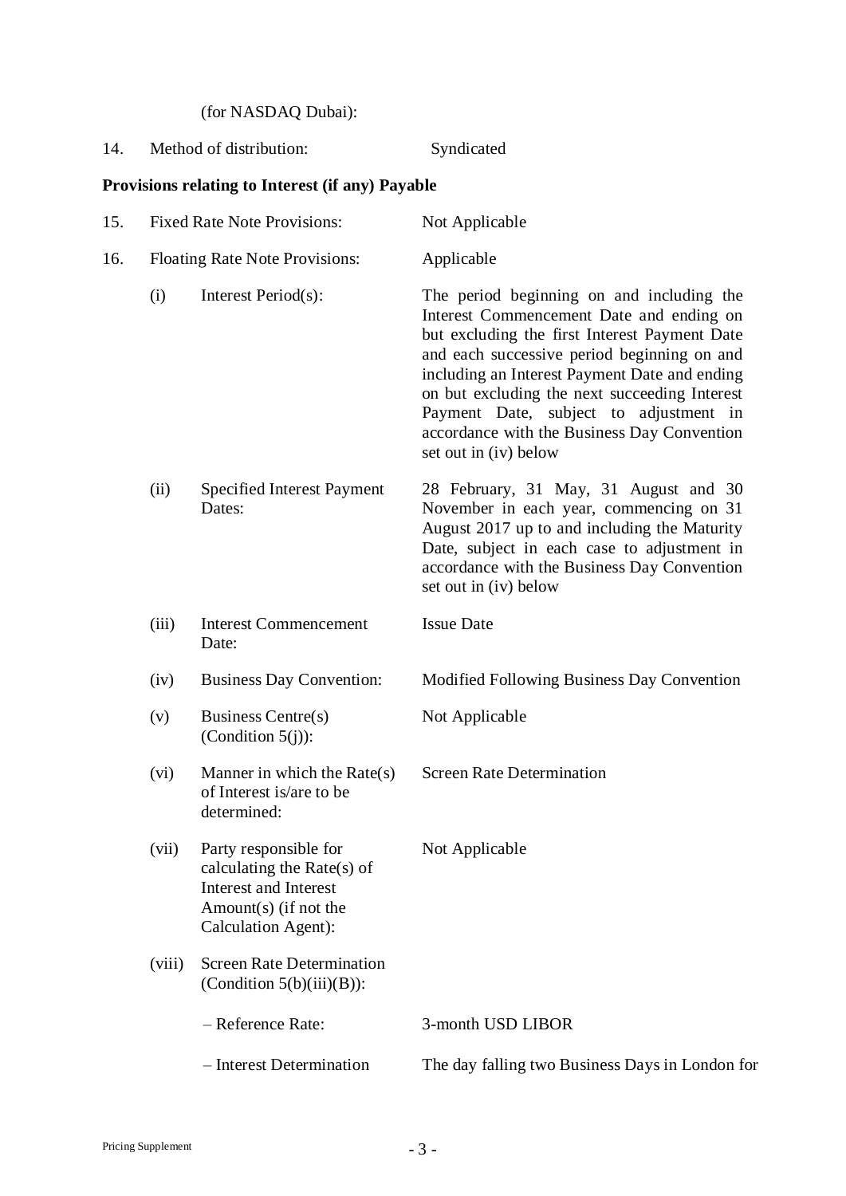(for NASDAQ Dubai):

| | | |
|---|---|---|
| 14. | Method of distribution: | Syndicated |

**Provisions relating to Interest (if any) Payable**

| | | | |
|---|---|---|---|
| 15. | Fixed Rate Note Provisions: | | Not Applicable |
| 16. | Floating Rate Note Provisions: | | Applicable |
| | (i) | Interest Period(s): | The period beginning on and including the Interest Commencement Date and ending on but excluding the first Interest Payment Date and each successive period beginning on and including an Interest Payment Date and ending on but excluding the next succeeding Interest Payment Date, subject to adjustment in accordance with the Business Day Convention set out in (iv) below |
| | (ii) | Specified Interest Payment Dates: | 28 February, 31 May, 31 August and 30 November in each year, commencing on 31 August 2017 up to and including the Maturity Date, subject in each case to adjustment in accordance with the Business Day Convention set out in (iv) below |
| | (iii) | Interest Commencement Date: | Issue Date |
| | (iv) | Business Day Convention: | Modified Following Business Day Convention |
| | (v) | Business Centre(s) (Condition 5(j)): | Not Applicable |
| | (vi) | Manner in which the Rate(s) of Interest is/are to be determined: | Screen Rate Determination |
| | (vii) | Party responsible for calculating the Rate(s) of Interest and Interest Amount(s) (if not the Calculation Agent): | Not Applicable |
| | (viii) | Screen Rate Determination (Condition 5(b)(iii)(B)): | |
| | | – Reference Rate: | 3-month USD LIBOR |
| | | – Interest Determination | The day falling two Business Days in London for |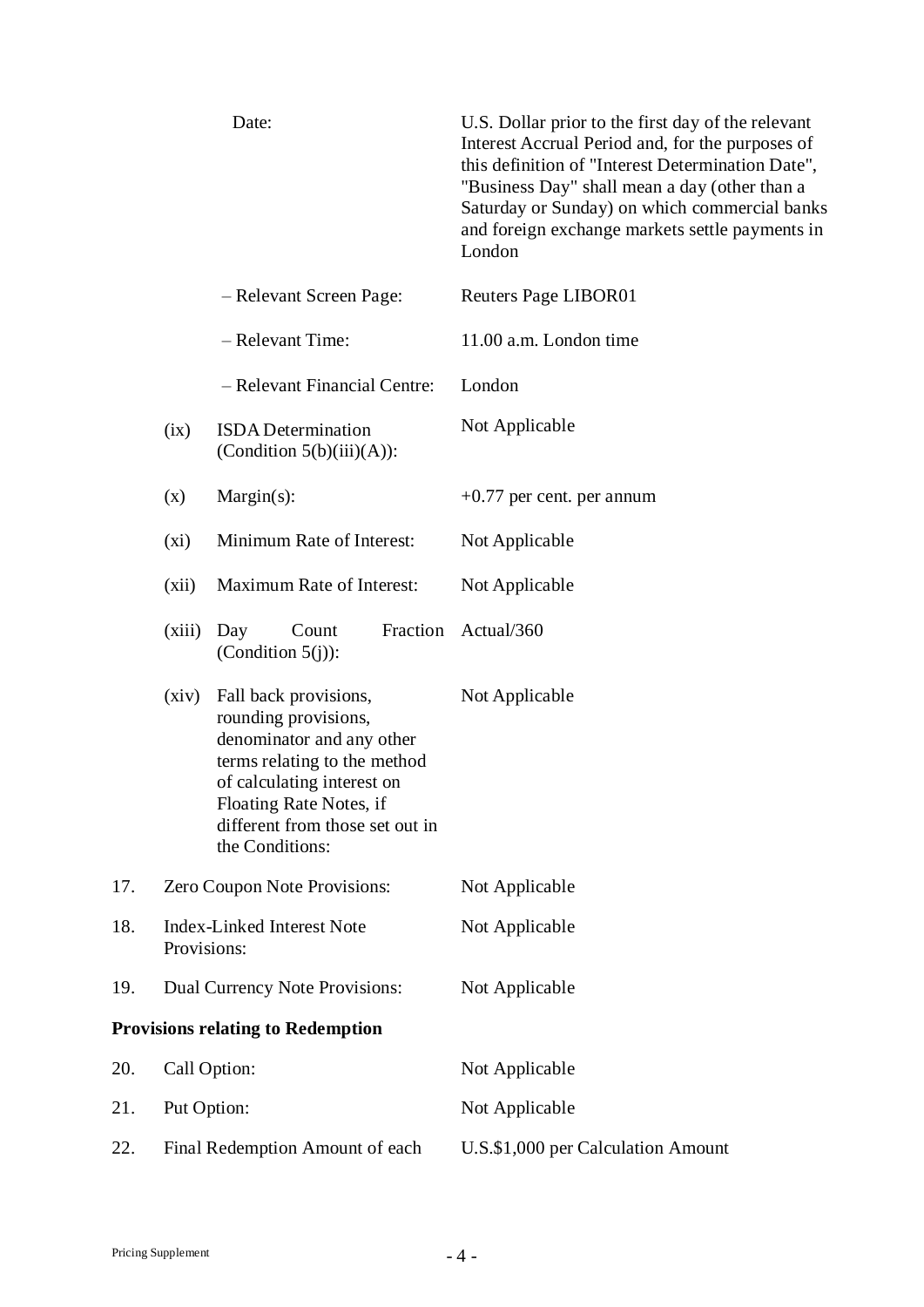| | | | |
|---|---|---|---|
| | | Date: | U.S. Dollar prior to the first day of the relevant Interest Accrual Period and, for the purposes of this definition of "Interest Determination Date", "Business Day" shall mean a day (other than a Saturday or Sunday) on which commercial banks and foreign exchange markets settle payments in London |
| | | – Relevant Screen Page: | Reuters Page LIBOR01 |
| | | – Relevant Time: | 11.00 a.m. London time |
| | | – Relevant Financial Centre: | London |
| | (ix) | ISDA Determination (Condition 5(b)(iii)(A)): | Not Applicable |
| | (x) | Margin(s): | +0.77 per cent. per annum |
| | (xi) | Minimum Rate of Interest: | Not Applicable |
| | (xii) | Maximum Rate of Interest: | Not Applicable |
| | (xiii) | Day Count Fraction (Condition 5(j)): | Actual/360 |
| | (xiv) | Fall back provisions, rounding provisions, denominator and any other terms relating to the method of calculating interest on Floating Rate Notes, if different from those set out in the Conditions: | Not Applicable |
| 17. | Zero Coupon Note Provisions: | | Not Applicable |
| 18. | Index-Linked Interest Note Provisions: | | Not Applicable |
| 19. | Dual Currency Note Provisions: | | Not Applicable |

**Provisions relating to Redemption**

| | | |
|---|---|---|
| 20. | Call Option: | Not Applicable |
| 21. | Put Option: | Not Applicable |
| 22. | Final Redemption Amount of each | U.S.$1,000 per Calculation Amount |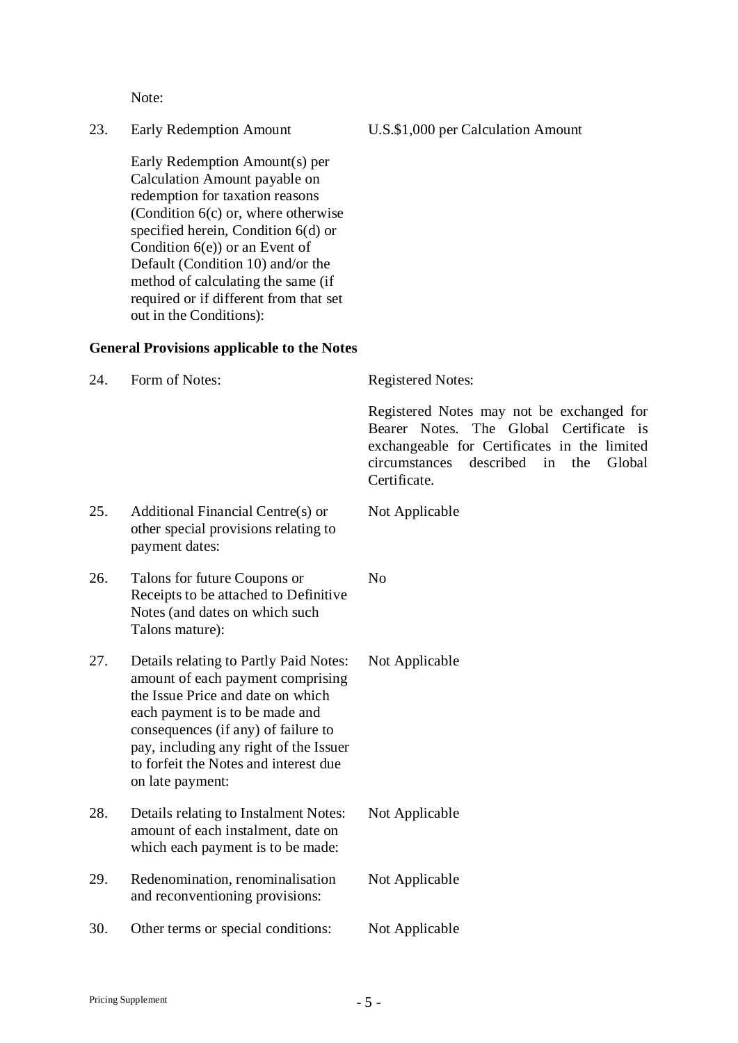Note:

| | | |
|---|---|---|
| 23. | Early Redemption Amount | U.S.$1,000 per Calculation Amount |
| | Early Redemption Amount(s) per Calculation Amount payable on redemption for taxation reasons (Condition 6(c) or, where otherwise specified herein, Condition 6(d) or Condition 6(e)) or an Event of Default (Condition 10) and/or the method of calculating the same (if required or if different from that set out in the Conditions): | |

**General Provisions applicable to the Notes**

| | | |
|---|---|---|
| 24. | Form of Notes: | Registered Notes:<br><br>Registered Notes may not be exchanged for Bearer Notes. The Global Certificate is exchangeable for Certificates in the limited circumstances described in the Global Certificate. |
| 25. | Additional Financial Centre(s) or other special provisions relating to payment dates: | Not Applicable |
| 26. | Talons for future Coupons or Receipts to be attached to Definitive Notes (and dates on which such Talons mature): | No |
| 27. | Details relating to Partly Paid Notes: amount of each payment comprising the Issue Price and date on which each payment is to be made and consequences (if any) of failure to pay, including any right of the Issuer to forfeit the Notes and interest due on late payment: | Not Applicable |
| 28. | Details relating to Instalment Notes: amount of each instalment, date on which each payment is to be made: | Not Applicable |
| 29. | Redenomination, renominalisation and reconventioning provisions: | Not Applicable |
| 30. | Other terms or special conditions: | Not Applicable |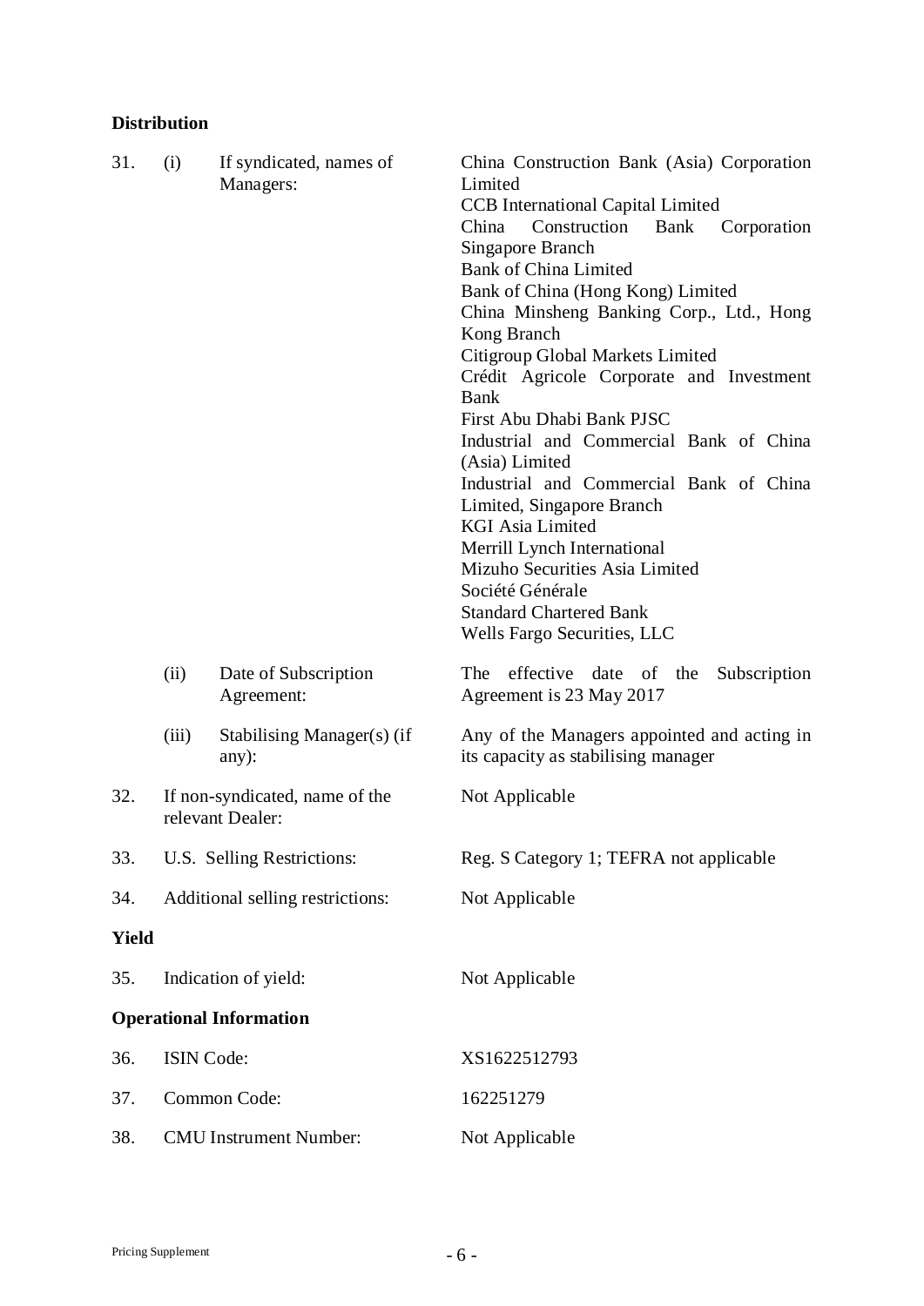**Distribution**

| | | | |
|---|---|---|---|
| 31. | (i) | If syndicated, names of Managers: | China Construction Bank (Asia) Corporation Limited<br>CCB International Capital Limited<br>China Construction Bank Corporation Singapore Branch<br>Bank of China Limited<br>Bank of China (Hong Kong) Limited<br>China Minsheng Banking Corp., Ltd., Hong Kong Branch<br>Citigroup Global Markets Limited<br>Crédit Agricole Corporate and Investment Bank<br>First Abu Dhabi Bank PJSC<br>Industrial and Commercial Bank of China (Asia) Limited<br>Industrial and Commercial Bank of China Limited, Singapore Branch<br>KGI Asia Limited<br>Merrill Lynch International<br>Mizuho Securities Asia Limited<br>Société Générale<br>Standard Chartered Bank<br>Wells Fargo Securities, LLC |
| | (ii) | Date of Subscription Agreement: | The effective date of the Subscription Agreement is 23 May 2017 |
| | (iii) | Stabilising Manager(s) (if any): | Any of the Managers appointed and acting in its capacity as stabilising manager |
| 32. | If non-syndicated, name of the relevant Dealer: | | Not Applicable |
| 33. | U.S. Selling Restrictions: | | Reg. S Category 1; TEFRA not applicable |
| 34. | Additional selling restrictions: | | Not Applicable |

**Yield**

| | | |
|---|---|---|
| 35. | Indication of yield: | Not Applicable |

**Operational Information**

| | | |
|---|---|---|
| 36. | ISIN Code: | XS1622512793 |
| 37. | Common Code: | 162251279 |
| 38. | CMU Instrument Number: | Not Applicable |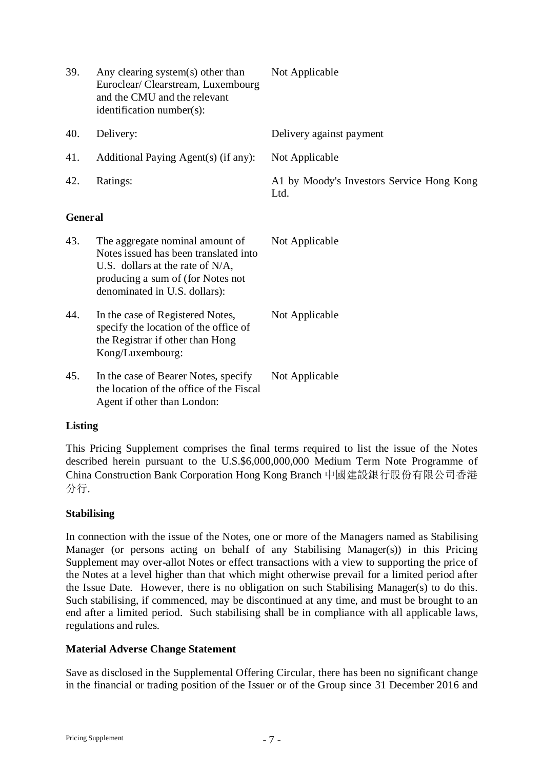| | | |
|---|---|---|
| 39. | Any clearing system(s) other than Euroclear/ Clearstream, Luxembourg and the CMU and the relevant identification number(s): | Not Applicable |
| 40. | Delivery: | Delivery against payment |
| 41. | Additional Paying Agent(s) (if any): | Not Applicable |
| 42. | Ratings: | A1 by Moody's Investors Service Hong Kong Ltd. |

**General**

| | | |
|---|---|---|
| 43. | The aggregate nominal amount of Notes issued has been translated into U.S. dollars at the rate of N/A, producing a sum of (for Notes not denominated in U.S. dollars): | Not Applicable |
| 44. | In the case of Registered Notes, specify the location of the office of the Registrar if other than Hong Kong/Luxembourg: | Not Applicable |
| 45. | In the case of Bearer Notes, specify the location of the office of the Fiscal Agent if other than London: | Not Applicable |

**Listing**

This Pricing Supplement comprises the final terms required to list the issue of the Notes described herein pursuant to the U.S.$6,000,000,000 Medium Term Note Programme of China Construction Bank Corporation Hong Kong Branch 中國建設銀行股份有限公司香港分行.

**Stabilising**

In connection with the issue of the Notes, one or more of the Managers named as Stabilising Manager (or persons acting on behalf of any Stabilising Manager(s)) in this Pricing Supplement may over-allot Notes or effect transactions with a view to supporting the price of the Notes at a level higher than that which might otherwise prevail for a limited period after the Issue Date. However, there is no obligation on such Stabilising Manager(s) to do this. Such stabilising, if commenced, may be discontinued at any time, and must be brought to an end after a limited period. Such stabilising shall be in compliance with all applicable laws, regulations and rules.

**Material Adverse Change Statement**

Save as disclosed in the Supplemental Offering Circular, there has been no significant change in the financial or trading position of the Issuer or of the Group since 31 December 2016 and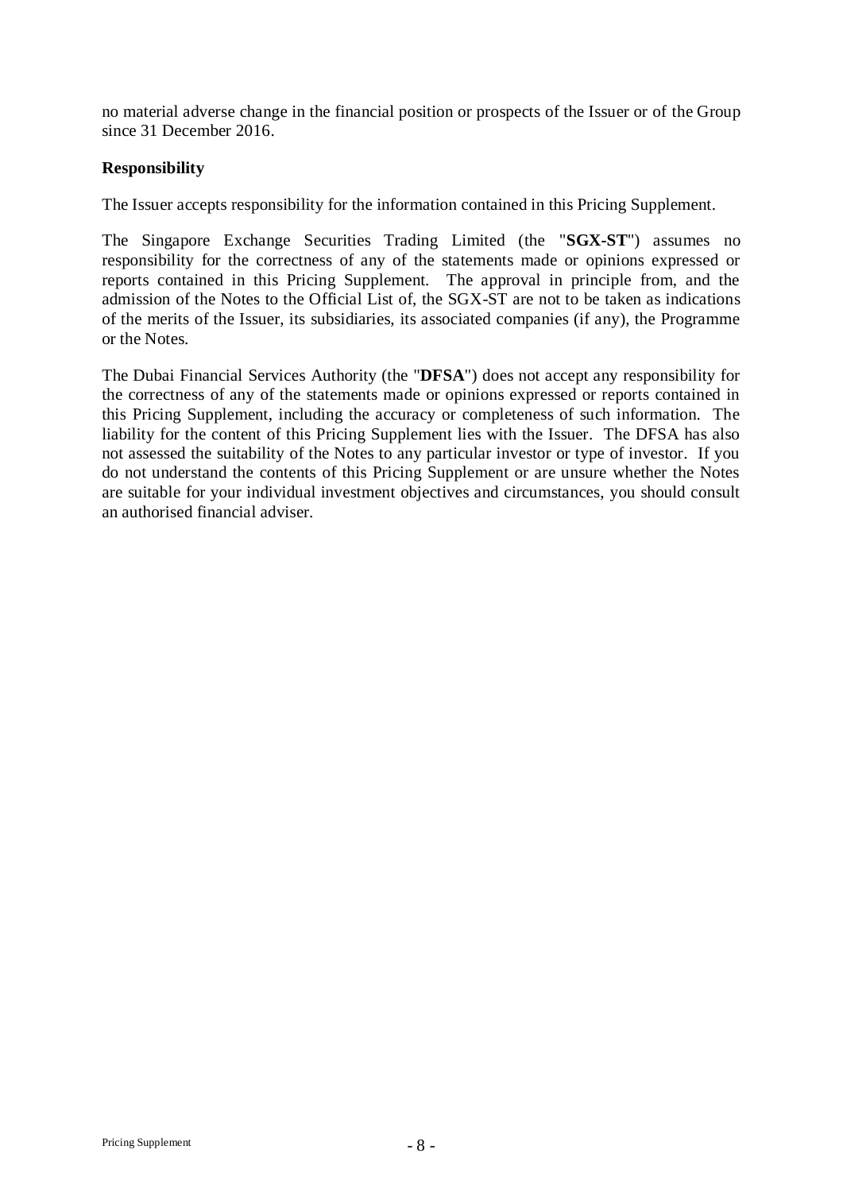no material adverse change in the financial position or prospects of the Issuer or of the Group since 31 December 2016.

**Responsibility**

The Issuer accepts responsibility for the information contained in this Pricing Supplement.

The Singapore Exchange Securities Trading Limited (the "**SGX-ST**") assumes no responsibility for the correctness of any of the statements made or opinions expressed or reports contained in this Pricing Supplement. The approval in principle from, and the admission of the Notes to the Official List of, the SGX-ST are not to be taken as indications of the merits of the Issuer, its subsidiaries, its associated companies (if any), the Programme or the Notes.

The Dubai Financial Services Authority (the "**DFSA**") does not accept any responsibility for the correctness of any of the statements made or opinions expressed or reports contained in this Pricing Supplement, including the accuracy or completeness of such information. The liability for the content of this Pricing Supplement lies with the Issuer. The DFSA has also not assessed the suitability of the Notes to any particular investor or type of investor. If you do not understand the contents of this Pricing Supplement or are unsure whether the Notes are suitable for your individual investment objectives and circumstances, you should consult an authorised financial adviser.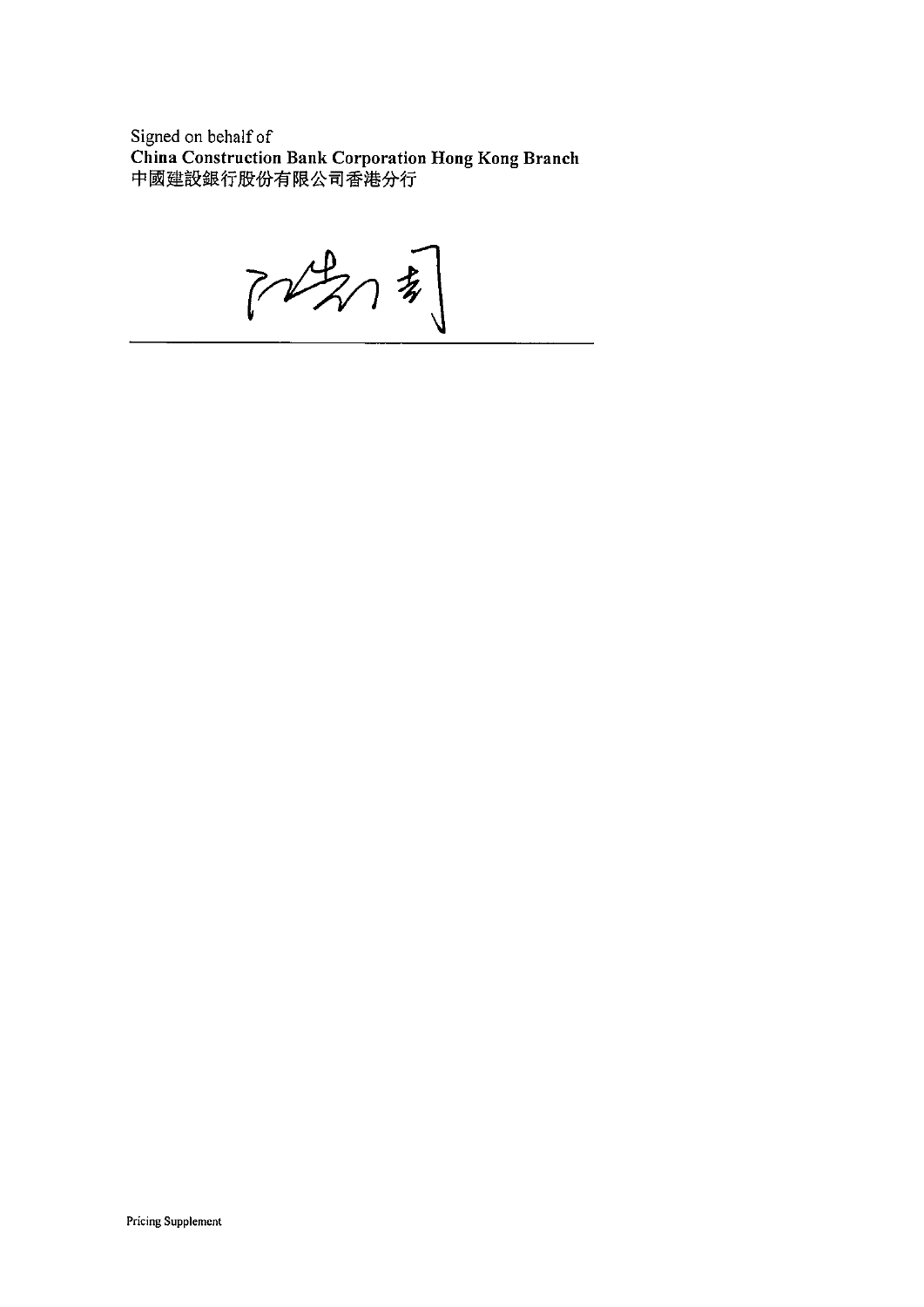Signed on behalf of
**China Construction Bank Corporation Hong Kong Branch**
中國建設銀行股份有限公司香港分行

_______________________________